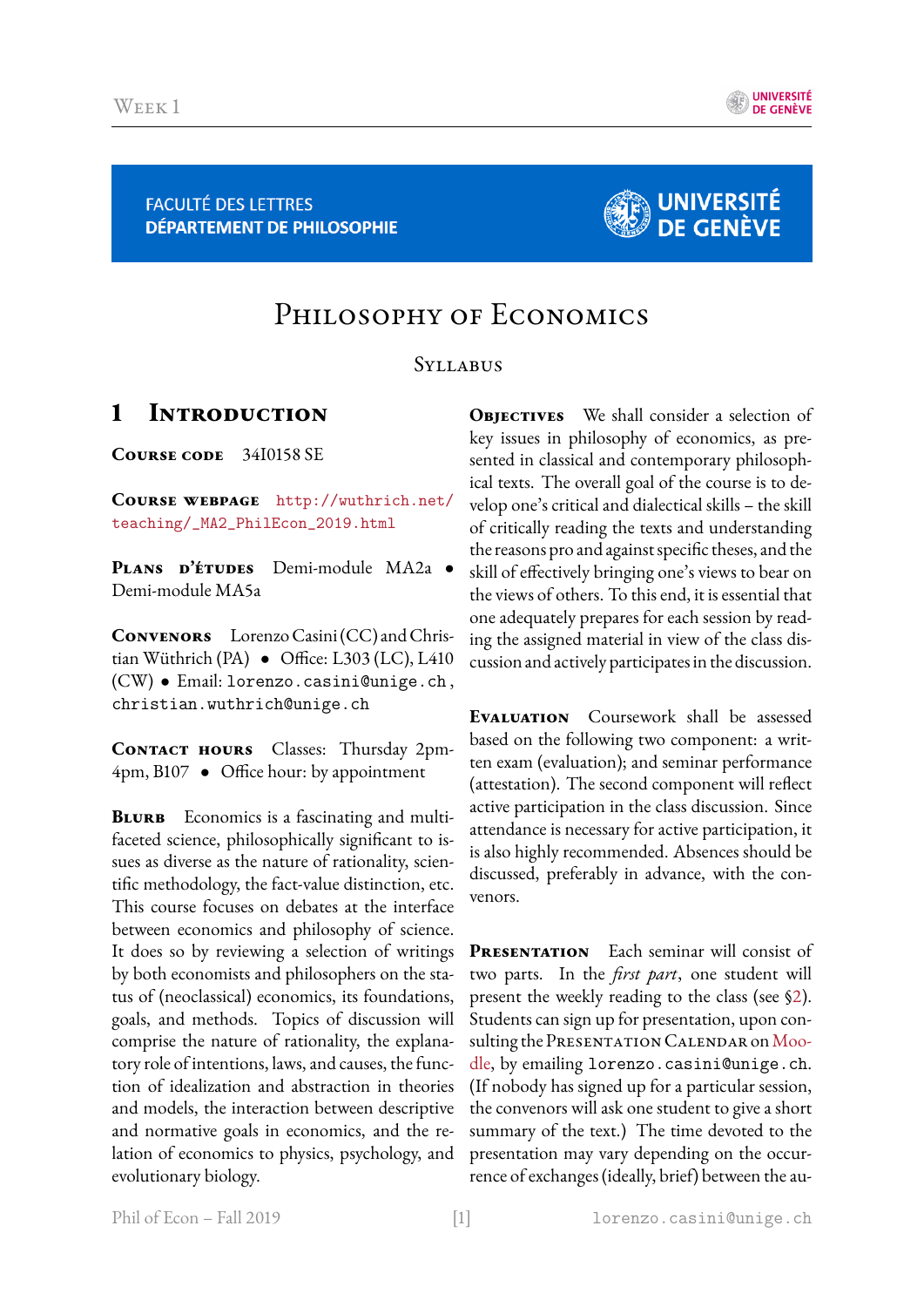FACULTÉ DES LETTRES
DÉPARTEMENT DE PHILOSOPHIE

UNIVERSITÉ DE GENÈVE

# Philosophy of Economics

## Syllabus

## 1 Introduction

**Course code** 34I0158 SE

**Course webpage** http://wuthrich.net/teaching/_MA2_PhilEcon_2019.html

**Plans d'études** Demi-module MA2a • Demi-module MA5a

**Convenors** Lorenzo Casini (CC) and Christian Wüthrich (PA) • Office: L303 (LC), L410 (CW) • Email: lorenzo.casini@unige.ch, christian.wuthrich@unige.ch

**Contact hours** Classes: Thursday 2pm-4pm, B107 • Office hour: by appointment

**Blurb** Economics is a fascinating and multi-faceted science, philosophically significant to issues as diverse as the nature of rationality, scientific methodology, the fact-value distinction, etc. This course focuses on debates at the interface between economics and philosophy of science. It does so by reviewing a selection of writings by both economists and philosophers on the status of (neoclassical) economics, its foundations, goals, and methods. Topics of discussion will comprise the nature of rationality, the explanatory role of intentions, laws, and causes, the function of idealization and abstraction in theories and models, the interaction between descriptive and normative goals in economics, and the relation of economics to physics, psychology, and evolutionary biology.

**Objectives** We shall consider a selection of key issues in philosophy of economics, as presented in classical and contemporary philosophical texts. The overall goal of the course is to develop one's critical and dialectical skills – the skill of critically reading the texts and understanding the reasons pro and against specific theses, and the skill of effectively bringing one's views to bear on the views of others. To this end, it is essential that one adequately prepares for each session by reading the assigned material in view of the class discussion and actively participates in the discussion.

**Evaluation** Coursework shall be assessed based on the following two component: a written exam (evaluation); and seminar performance (attestation). The second component will reflect active participation in the class discussion. Since attendance is necessary for active participation, it is also highly recommended. Absences should be discussed, preferably in advance, with the convenors.

**Presentation** Each seminar will consist of two parts. In the *first part*, one student will present the weekly reading to the class (see §2). Students can sign up for presentation, upon consulting the Presentation Calendar on Moodle, by emailing lorenzo.casini@unige.ch. (If nobody has signed up for a particular session, the convenors will ask one student to give a short summary of the text.) The time devoted to the presentation may vary depending on the occurrence of exchanges (ideally, brief) between the au-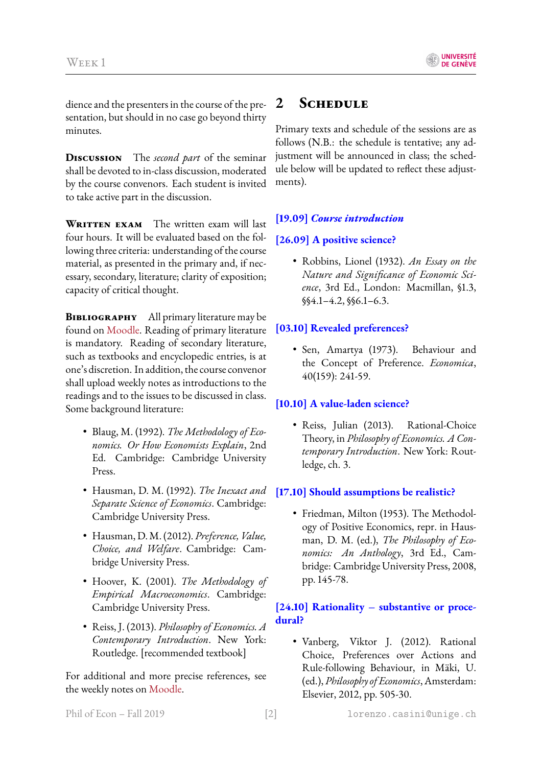dience and the presenters in the course of the presentation, but should in no case go beyond thirty minutes.

**Discussion** The *second part* of the seminar shall be devoted to in-class discussion, moderated by the course convenors. Each student is invited to take active part in the discussion.

**Written exam** The written exam will last four hours. It will be evaluated based on the following three criteria: understanding of the course material, as presented in the primary and, if necessary, secondary, literature; clarity of exposition; capacity of critical thought.

**Bibliography** All primary literature may be found on Moodle. Reading of primary literature is mandatory. Reading of secondary literature, such as textbooks and encyclopedic entries, is at one's discretion. In addition, the course convenor shall upload weekly notes as introductions to the readings and to the issues to be discussed in class. Some background literature:

- Blaug, M. (1992). *The Methodology of Economics. Or How Economists Explain*, 2nd Ed. Cambridge: Cambridge University Press.
- Hausman, D. M. (1992). *The Inexact and Separate Science of Economics*. Cambridge: Cambridge University Press.
- Hausman, D. M. (2012). *Preference, Value, Choice, and Welfare*. Cambridge: Cambridge University Press.
- Hoover, K. (2001). *The Methodology of Empirical Macroeconomics*. Cambridge: Cambridge University Press.
- Reiss, J. (2013). *Philosophy of Economics. A Contemporary Introduction*. New York: Routledge. [recommended textbook]

For additional and more precise references, see the weekly notes on Moodle.

## 2 Schedule

Primary texts and schedule of the sessions are as follows (N.B.: the schedule is tentative; any adjustment will be announced in class; the schedule below will be updated to reflect these adjustments).

### [19.09] *Course introduction*

### [26.09] A positive science?

- Robbins, Lionel (1932). *An Essay on the Nature and Significance of Economic Science*, 3rd Ed., London: Macmillan, §1.3, §§4.1–4.2, §§6.1–6.3.

### [03.10] Revealed preferences?

- Sen, Amartya (1973). Behaviour and the Concept of Preference. *Economica*, 40(159): 241-59.

### [10.10] A value-laden science?

- Reiss, Julian (2013). Rational-Choice Theory, in *Philosophy of Economics. A Contemporary Introduction*. New York: Routledge, ch. 3.

### [17.10] Should assumptions be realistic?

- Friedman, Milton (1953). The Methodology of Positive Economics, repr. in Hausman, D. M. (ed.), *The Philosophy of Economics: An Anthology*, 3rd Ed., Cambridge: Cambridge University Press, 2008, pp. 145-78.

### [24.10] Rationality – substantive or procedural?

- Vanberg, Viktor J. (2012). Rational Choice, Preferences over Actions and Rule-following Behaviour, in Mäki, U. (ed.), *Philosophy of Economics*, Amsterdam: Elsevier, 2012, pp. 505-30.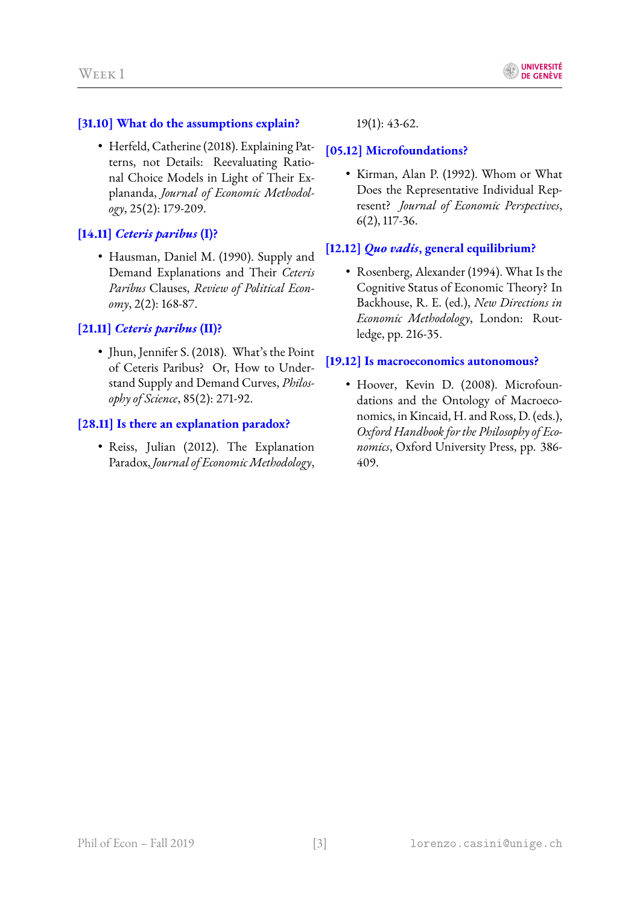### [31.10] What do the assumptions explain?

- Herfeld, Catherine (2018). Explaining Patterns, not Details: Reevaluating Rational Choice Models in Light of Their Explananda, *Journal of Economic Methodology*, 25(2): 179-209.

### [14.11] *Ceteris paribus* (I)?

- Hausman, Daniel M. (1990). Supply and Demand Explanations and Their *Ceteris Paribus* Clauses, *Review of Political Economy*, 2(2): 168-87.

### [21.11] *Ceteris paribus* (II)?

- Jhun, Jennifer S. (2018). What's the Point of Ceteris Paribus? Or, How to Understand Supply and Demand Curves, *Philosophy of Science*, 85(2): 271-92.

### [28.11] Is there an explanation paradox?

- Reiss, Julian (2012). The Explanation Paradox, *Journal of Economic Methodology*, 19(1): 43-62.

### [05.12] Microfoundations?

- Kirman, Alan P. (1992). Whom or What Does the Representative Individual Represent? *Journal of Economic Perspectives*, 6(2), 117-36.

### [12.12] *Quo vadis*, general equilibrium?

- Rosenberg, Alexander (1994). What Is the Cognitive Status of Economic Theory? In Backhouse, R. E. (ed.), *New Directions in Economic Methodology*, London: Routledge, pp. 216-35.

### [19.12] Is macroeconomics autonomous?

- Hoover, Kevin D. (2008). Microfoundations and the Ontology of Macroeconomics, in Kincaid, H. and Ross, D. (eds.), *Oxford Handbook for the Philosophy of Economics*, Oxford University Press, pp. 386-409.